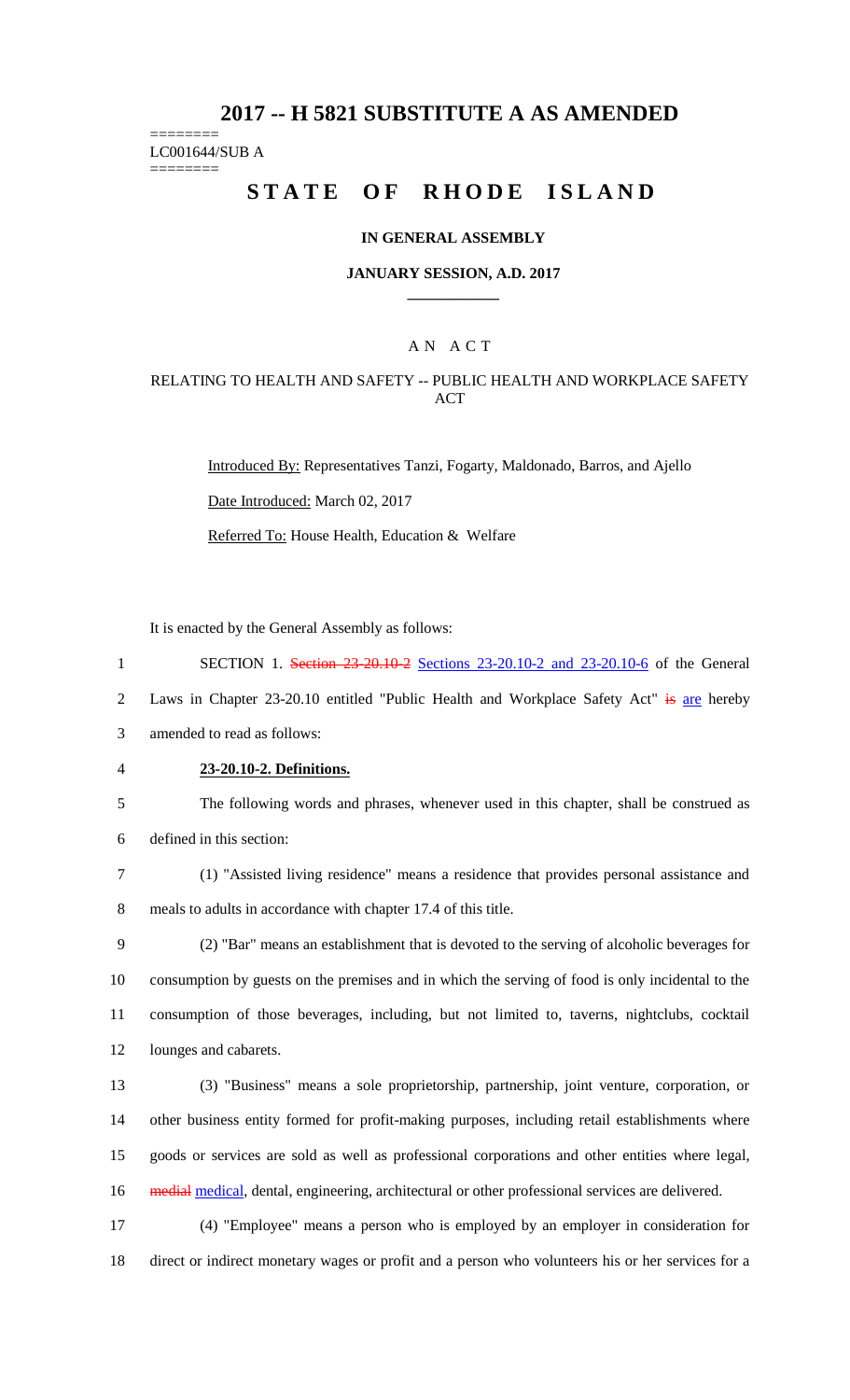# 2017 -- H 5821 SUBSTITUTE A AS AMENDED

========
LC001644/SUB A
========

# STATE OF RHODE ISLAND

**IN GENERAL ASSEMBLY**

**JANUARY SESSION, A.D. 2017**

A N A C T

RELATING TO HEALTH AND SAFETY -- PUBLIC HEALTH AND WORKPLACE SAFETY ACT

Introduced By: Representatives Tanzi, Fogarty, Maldonado, Barros, and Ajello

Date Introduced: March 02, 2017

Referred To: House Health, Education & Welfare

It is enacted by the General Assembly as follows:

1 SECTION 1. ~~Section 23-20.10-2~~ Sections 23-20.10-2 and 23-20.10-6 of the General
2 Laws in Chapter 23-20.10 entitled "Public Health and Workplace Safety Act" ~~is~~ are hereby
3 amended to read as follows:

4 **23-20.10-2. Definitions.**

5 The following words and phrases, whenever used in this chapter, shall be construed as
6 defined in this section:

7 (1) "Assisted living residence" means a residence that provides personal assistance and
8 meals to adults in accordance with chapter 17.4 of this title.

9 (2) "Bar" means an establishment that is devoted to the serving of alcoholic beverages for
10 consumption by guests on the premises and in which the serving of food is only incidental to the
11 consumption of those beverages, including, but not limited to, taverns, nightclubs, cocktail
12 lounges and cabarets.

13 (3) "Business" means a sole proprietorship, partnership, joint venture, corporation, or
14 other business entity formed for profit-making purposes, including retail establishments where
15 goods or services are sold as well as professional corporations and other entities where legal,
16 ~~medial~~ medical, dental, engineering, architectural or other professional services are delivered.

17 (4) "Employee" means a person who is employed by an employer in consideration for
18 direct or indirect monetary wages or profit and a person who volunteers his or her services for a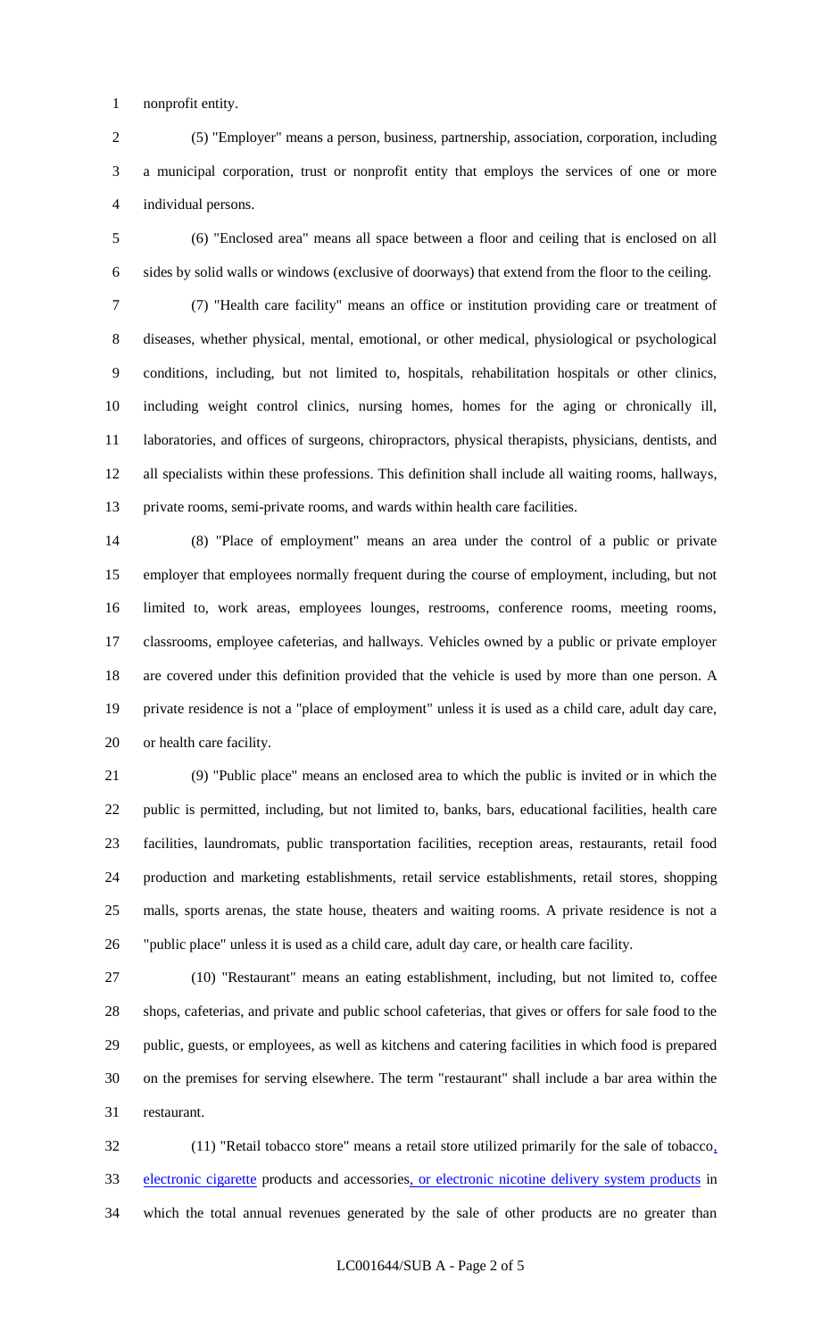nonprofit entity.

(5) "Employer" means a person, business, partnership, association, corporation, including a municipal corporation, trust or nonprofit entity that employs the services of one or more individual persons.

(6) "Enclosed area" means all space between a floor and ceiling that is enclosed on all sides by solid walls or windows (exclusive of doorways) that extend from the floor to the ceiling.

(7) "Health care facility" means an office or institution providing care or treatment of diseases, whether physical, mental, emotional, or other medical, physiological or psychological conditions, including, but not limited to, hospitals, rehabilitation hospitals or other clinics, including weight control clinics, nursing homes, homes for the aging or chronically ill, laboratories, and offices of surgeons, chiropractors, physical therapists, physicians, dentists, and all specialists within these professions. This definition shall include all waiting rooms, hallways, private rooms, semi-private rooms, and wards within health care facilities.

(8) "Place of employment" means an area under the control of a public or private employer that employees normally frequent during the course of employment, including, but not limited to, work areas, employees lounges, restrooms, conference rooms, meeting rooms, classrooms, employee cafeterias, and hallways. Vehicles owned by a public or private employer are covered under this definition provided that the vehicle is used by more than one person. A private residence is not a "place of employment" unless it is used as a child care, adult day care, or health care facility.

(9) "Public place" means an enclosed area to which the public is invited or in which the public is permitted, including, but not limited to, banks, bars, educational facilities, health care facilities, laundromats, public transportation facilities, reception areas, restaurants, retail food production and marketing establishments, retail service establishments, retail stores, shopping malls, sports arenas, the state house, theaters and waiting rooms. A private residence is not a "public place" unless it is used as a child care, adult day care, or health care facility.

(10) "Restaurant" means an eating establishment, including, but not limited to, coffee shops, cafeterias, and private and public school cafeterias, that gives or offers for sale food to the public, guests, or employees, as well as kitchens and catering facilities in which food is prepared on the premises for serving elsewhere. The term "restaurant" shall include a bar area within the restaurant.

(11) "Retail tobacco store" means a retail store utilized primarily for the sale of tobacco, electronic cigarette products and accessories, or electronic nicotine delivery system products in which the total annual revenues generated by the sale of other products are no greater than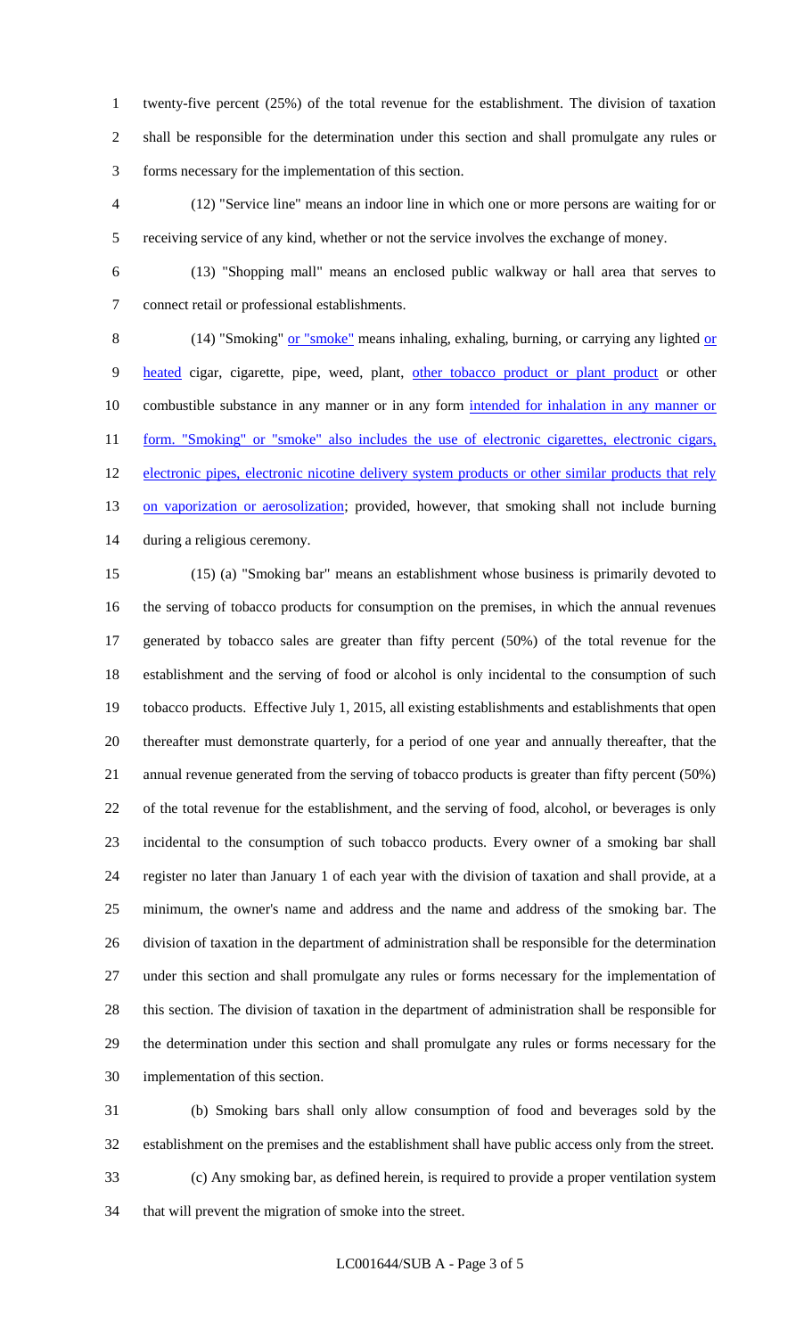twenty-five percent (25%) of the total revenue for the establishment. The division of taxation shall be responsible for the determination under this section and shall promulgate any rules or forms necessary for the implementation of this section.

(12) "Service line" means an indoor line in which one or more persons are waiting for or receiving service of any kind, whether or not the service involves the exchange of money.

(13) "Shopping mall" means an enclosed public walkway or hall area that serves to connect retail or professional establishments.

(14) "Smoking" or "smoke" means inhaling, exhaling, burning, or carrying any lighted or heated cigar, cigarette, pipe, weed, plant, other tobacco product or plant product or other combustible substance in any manner or in any form intended for inhalation in any manner or form. "Smoking" or "smoke" also includes the use of electronic cigarettes, electronic cigars, electronic pipes, electronic nicotine delivery system products or other similar products that rely on vaporization or aerosolization; provided, however, that smoking shall not include burning during a religious ceremony.

(15) (a) "Smoking bar" means an establishment whose business is primarily devoted to the serving of tobacco products for consumption on the premises, in which the annual revenues generated by tobacco sales are greater than fifty percent (50%) of the total revenue for the establishment and the serving of food or alcohol is only incidental to the consumption of such tobacco products. Effective July 1, 2015, all existing establishments and establishments that open thereafter must demonstrate quarterly, for a period of one year and annually thereafter, that the annual revenue generated from the serving of tobacco products is greater than fifty percent (50%) of the total revenue for the establishment, and the serving of food, alcohol, or beverages is only incidental to the consumption of such tobacco products. Every owner of a smoking bar shall register no later than January 1 of each year with the division of taxation and shall provide, at a minimum, the owner's name and address and the name and address of the smoking bar. The division of taxation in the department of administration shall be responsible for the determination under this section and shall promulgate any rules or forms necessary for the implementation of this section. The division of taxation in the department of administration shall be responsible for the determination under this section and shall promulgate any rules or forms necessary for the implementation of this section.

(b) Smoking bars shall only allow consumption of food and beverages sold by the establishment on the premises and the establishment shall have public access only from the street.

(c) Any smoking bar, as defined herein, is required to provide a proper ventilation system that will prevent the migration of smoke into the street.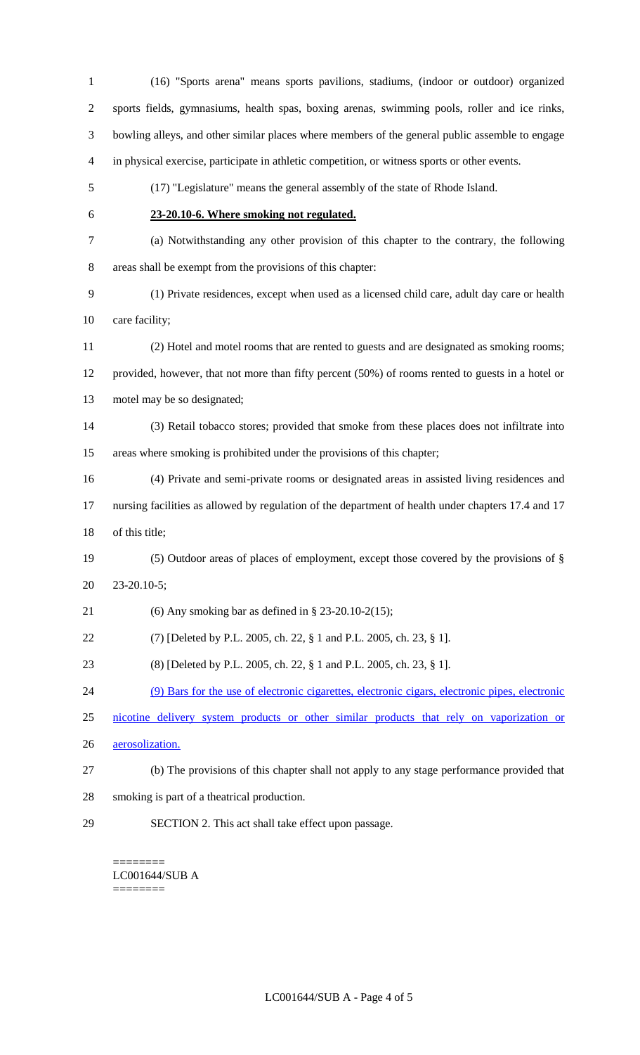(16) "Sports arena" means sports pavilions, stadiums, (indoor or outdoor) organized sports fields, gymnasiums, health spas, boxing arenas, swimming pools, roller and ice rinks, bowling alleys, and other similar places where members of the general public assemble to engage in physical exercise, participate in athletic competition, or witness sports or other events.

(17) "Legislature" means the general assembly of the state of Rhode Island.

**23-20.10-6. Where smoking not regulated.**

(a) Notwithstanding any other provision of this chapter to the contrary, the following areas shall be exempt from the provisions of this chapter:

(1) Private residences, except when used as a licensed child care, adult day care or health care facility;

(2) Hotel and motel rooms that are rented to guests and are designated as smoking rooms; provided, however, that not more than fifty percent (50%) of rooms rented to guests in a hotel or motel may be so designated;

(3) Retail tobacco stores; provided that smoke from these places does not infiltrate into areas where smoking is prohibited under the provisions of this chapter;

(4) Private and semi-private rooms or designated areas in assisted living residences and nursing facilities as allowed by regulation of the department of health under chapters 17.4 and 17 of this title;

(5) Outdoor areas of places of employment, except those covered by the provisions of § 23-20.10-5;

(6) Any smoking bar as defined in § 23-20.10-2(15);

(7) [Deleted by P.L. 2005, ch. 22, § 1 and P.L. 2005, ch. 23, § 1].

(8) [Deleted by P.L. 2005, ch. 22, § 1 and P.L. 2005, ch. 23, § 1].

(9) Bars for the use of electronic cigarettes, electronic cigars, electronic pipes, electronic nicotine delivery system products or other similar products that rely on vaporization or aerosolization.

(b) The provisions of this chapter shall not apply to any stage performance provided that smoking is part of a theatrical production.

SECTION 2. This act shall take effect upon passage.

========
LC001644/SUB A
========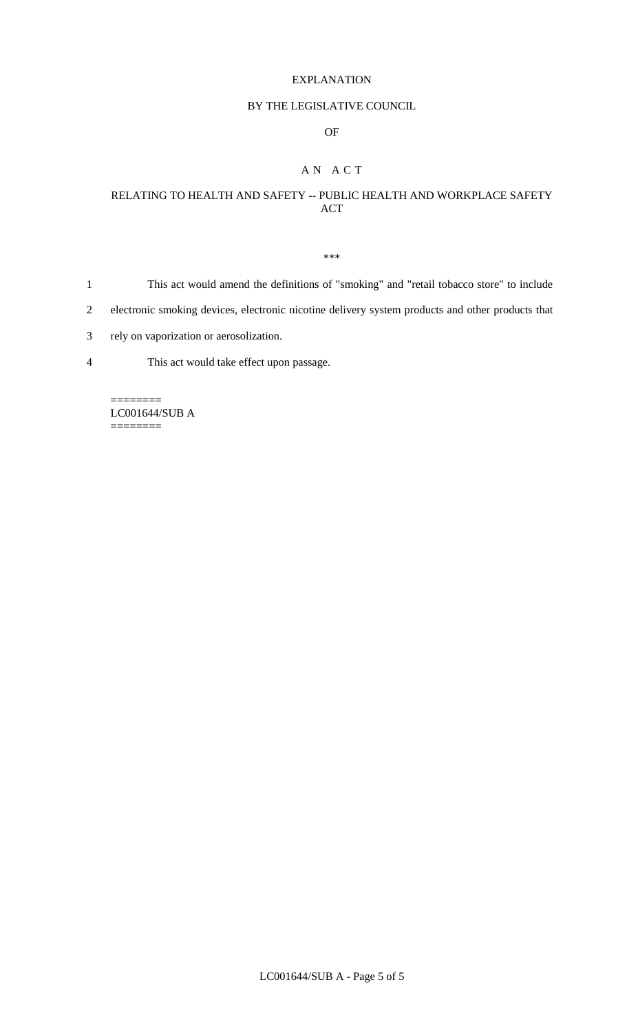EXPLANATION

BY THE LEGISLATIVE COUNCIL

OF

# A N A C T

## RELATING TO HEALTH AND SAFETY -- PUBLIC HEALTH AND WORKPLACE SAFETY ACT

\*\*\*

1 This act would amend the definitions of "smoking" and "retail tobacco store" to include

2 electronic smoking devices, electronic nicotine delivery system products and other products that

3 rely on vaporization or aerosolization.

4 This act would take effect upon passage.

========
LC001644/SUB A
========